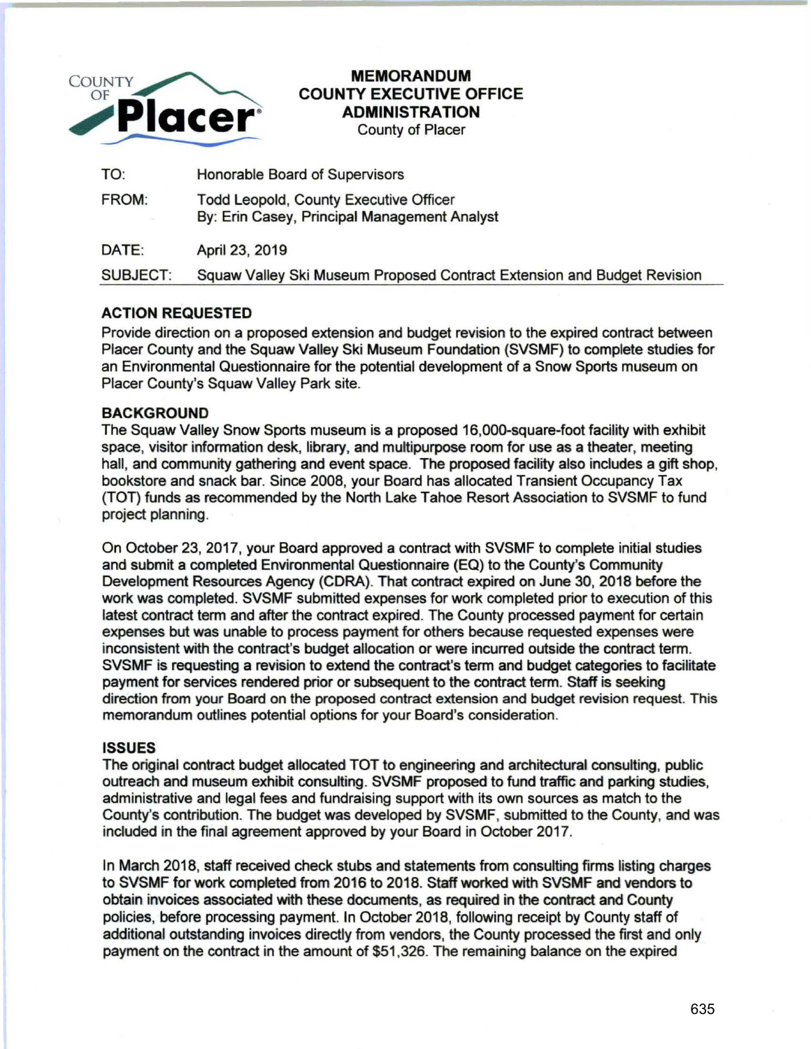# MEMORANDUM
## COUNTY EXECUTIVE OFFICE
## ADMINISTRATION
County of Placer

| | |
|---|---|
| TO: | Honorable Board of Supervisors |
| FROM: | Todd Leopold, County Executive Officer<br>By: Erin Casey, Principal Management Analyst |
| DATE: | April 23, 2019 |
| SUBJECT: | Squaw Valley Ski Museum Proposed Contract Extension and Budget Revision |

**ACTION REQUESTED**

Provide direction on a proposed extension and budget revision to the expired contract between Placer County and the Squaw Valley Ski Museum Foundation (SVSMF) to complete studies for an Environmental Questionnaire for the potential development of a Snow Sports museum on Placer County's Squaw Valley Park site.

**BACKGROUND**

The Squaw Valley Snow Sports museum is a proposed 16,000-square-foot facility with exhibit space, visitor information desk, library, and multipurpose room for use as a theater, meeting hall, and community gathering and event space. The proposed facility also includes a gift shop, bookstore and snack bar. Since 2008, your Board has allocated Transient Occupancy Tax (TOT) funds as recommended by the North Lake Tahoe Resort Association to SVSMF to fund project planning.

On October 23, 2017, your Board approved a contract with SVSMF to complete initial studies and submit a completed Environmental Questionnaire (EQ) to the County's Community Development Resources Agency (CDRA). That contract expired on June 30, 2018 before the work was completed. SVSMF submitted expenses for work completed prior to execution of this latest contract term and after the contract expired. The County processed payment for certain expenses but was unable to process payment for others because requested expenses were inconsistent with the contract's budget allocation or were incurred outside the contract term. SVSMF is requesting a revision to extend the contract's term and budget categories to facilitate payment for services rendered prior or subsequent to the contract term. Staff is seeking direction from your Board on the proposed contract extension and budget revision request. This memorandum outlines potential options for your Board's consideration.

**ISSUES**

The original contract budget allocated TOT to engineering and architectural consulting, public outreach and museum exhibit consulting. SVSMF proposed to fund traffic and parking studies, administrative and legal fees and fundraising support with its own sources as match to the County's contribution. The budget was developed by SVSMF, submitted to the County, and was included in the final agreement approved by your Board in October 2017.

In March 2018, staff received check stubs and statements from consulting firms listing charges to SVSMF for work completed from 2016 to 2018. Staff worked with SVSMF and vendors to obtain invoices associated with these documents, as required in the contract and County policies, before processing payment. In October 2018, following receipt by County staff of additional outstanding invoices directly from vendors, the County processed the first and only payment on the contract in the amount of $51,326. The remaining balance on the expired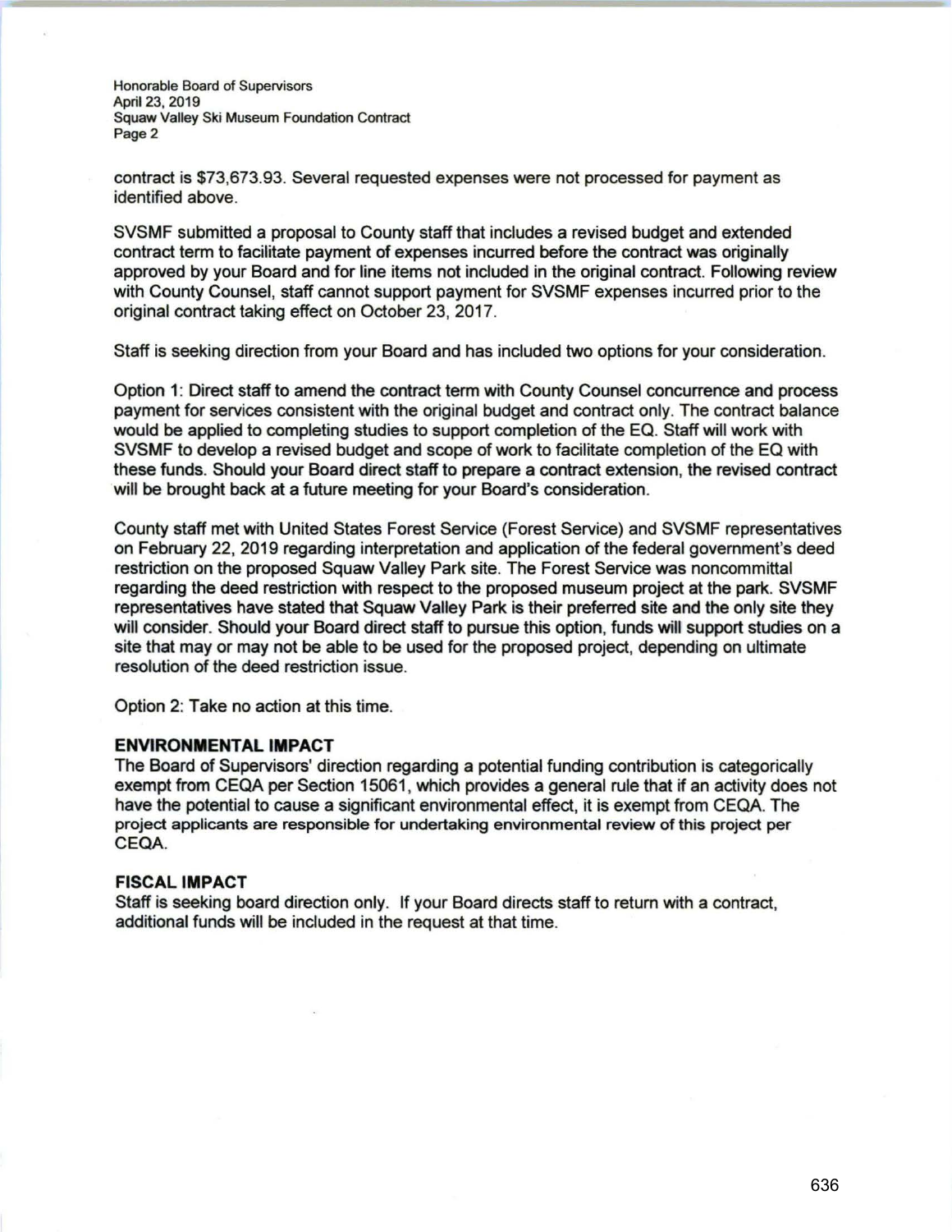contract is $73,673.93. Several requested expenses were not processed for payment as identified above.

SVSMF submitted a proposal to County staff that includes a revised budget and extended contract term to facilitate payment of expenses incurred before the contract was originally approved by your Board and for line items not included in the original contract. Following review with County Counsel, staff cannot support payment for SVSMF expenses incurred prior to the original contract taking effect on October 23, 2017.

Staff is seeking direction from your Board and has included two options for your consideration.

Option 1: Direct staff to amend the contract term with County Counsel concurrence and process payment for services consistent with the original budget and contract only. The contract balance would be applied to completing studies to support completion of the EQ. Staff will work with SVSMF to develop a revised budget and scope of work to facilitate completion of the EQ with these funds. Should your Board direct staff to prepare a contract extension, the revised contract will be brought back at a future meeting for your Board's consideration.

County staff met with United States Forest Service (Forest Service) and SVSMF representatives on February 22, 2019 regarding interpretation and application of the federal government's deed restriction on the proposed Squaw Valley Park site. The Forest Service was noncommittal regarding the deed restriction with respect to the proposed museum project at the park. SVSMF representatives have stated that Squaw Valley Park is their preferred site and the only site they will consider. Should your Board direct staff to pursue this option, funds will support studies on a site that may or may not be able to be used for the proposed project, depending on ultimate resolution of the deed restriction issue.

Option 2: Take no action at this time.

### ENVIRONMENTAL IMPACT

The Board of Supervisors' direction regarding a potential funding contribution is categorically exempt from CEQA per Section 15061, which provides a general rule that if an activity does not have the potential to cause a significant environmental effect, it is exempt from CEQA. The project applicants are responsible for undertaking environmental review of this project per CEQA.

### FISCAL IMPACT

Staff is seeking board direction only. If your Board directs staff to return with a contract, additional funds will be included in the request at that time.